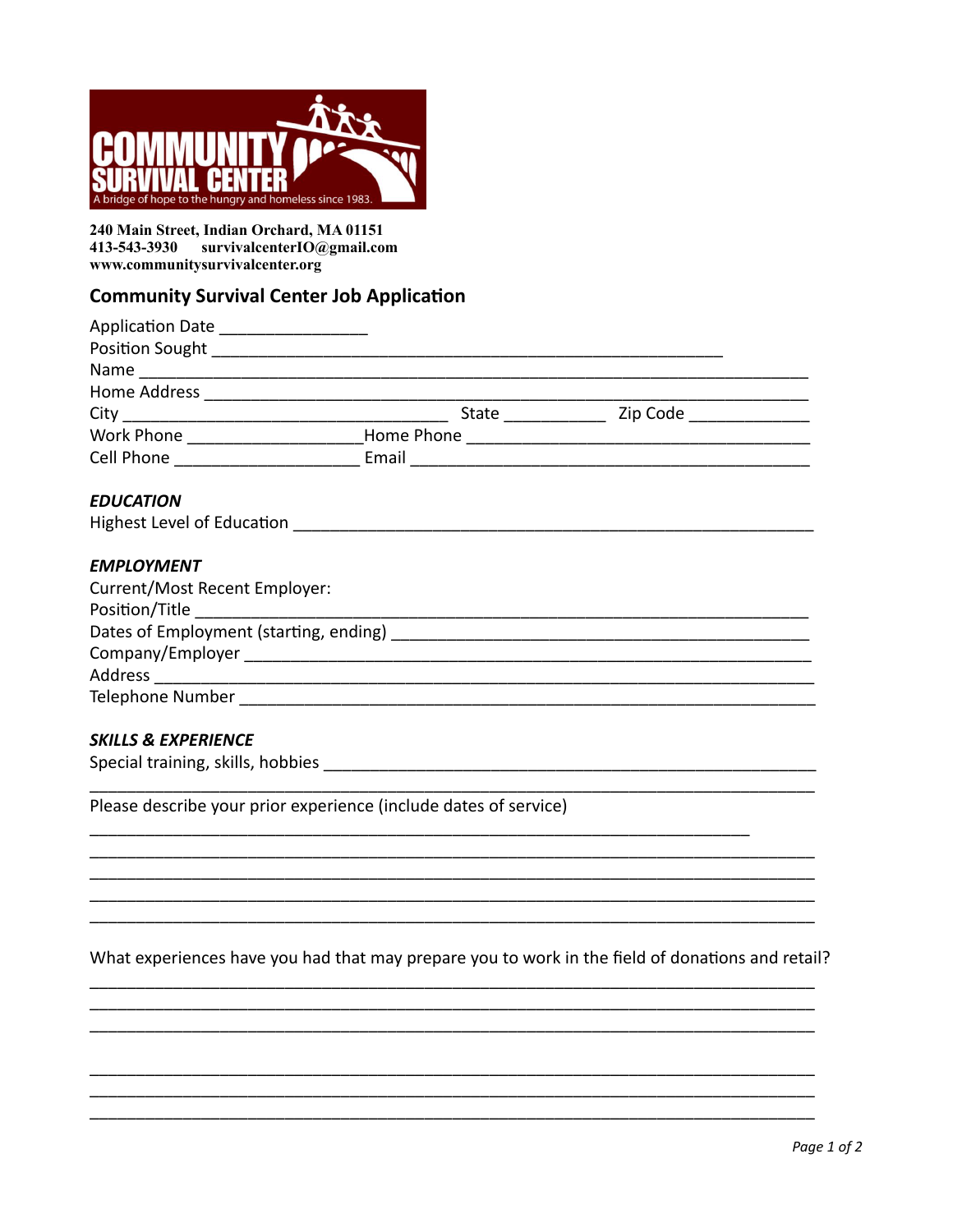COMMUNITY SURVIVAL CENTER

A bridge of hope to the hungry and homeless since 1983.

**240 Main Street, Indian Orchard, MA 01151**
**413-543-3930 survivalcenterIO@gmail.com**
**www.communitysurvivalcenter.org**

## Community Survival Center Job Application

Application Date ________________
Position Sought ____________________________________________________________
Name ______________________________________________________________________
Home Address ______________________________________________________________
City ___________________________________ State ___________ Zip Code _____________
Work Phone ___________________Home Phone ______________________________________
Cell Phone ____________________ Email _____________________________________________

### *EDUCATION*

Highest Level of Education ___________________________________________________________

### *EMPLOYMENT*

Current/Most Recent Employer:
Position/Title ________________________________________________________________________
Dates of Employment (starting, ending) _____________________________________________
Company/Employer ___________________________________________________________________
Address ______________________________________________________________________________
Telephone Number ____________________________________________________________________

### *SKILLS & EXPERIENCE*

Special training, skills, hobbies ____________________________________________________
______________________________________________________________________________________

Please describe your prior experience (include dates of service)
______________________________________________________________________________________
______________________________________________________________________________________
______________________________________________________________________________________
______________________________________________________________________________________
______________________________________________________________________________________

What experiences have you had that may prepare you to work in the field of donations and retail?
______________________________________________________________________________________
______________________________________________________________________________________
______________________________________________________________________________________

______________________________________________________________________________________
______________________________________________________________________________________
______________________________________________________________________________________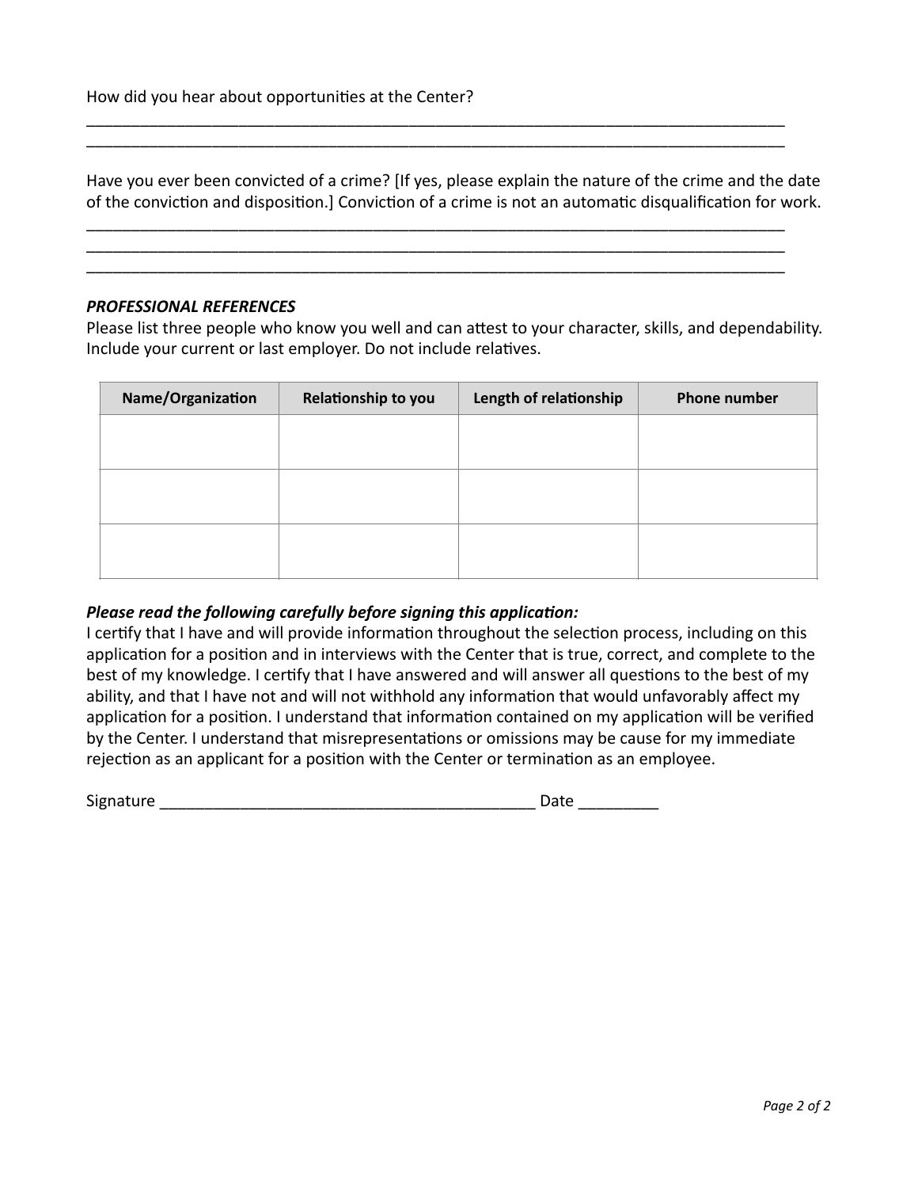How did you hear about opportunities at the Center?

___________________________________________________________________________________
___________________________________________________________________________________

Have you ever been convicted of a crime? [If yes, please explain the nature of the crime and the date of the conviction and disposition.] Conviction of a crime is not an automatic disqualification for work.

___________________________________________________________________________________
___________________________________________________________________________________
___________________________________________________________________________________

***PROFESSIONAL REFERENCES***

Please list three people who know you well and can attest to your character, skills, and dependability. Include your current or last employer. Do not include relatives.

| Name/Organization | Relationship to you | Length of relationship | Phone number |
|---|---|---|---|
| | | | |
| | | | |
| | | | |

***Please read the following carefully before signing this application:***

I certify that I have and will provide information throughout the selection process, including on this application for a position and in interviews with the Center that is true, correct, and complete to the best of my knowledge. I certify that I have answered and will answer all questions to the best of my ability, and that I have not and will not withhold any information that would unfavorably affect my application for a position. I understand that information contained on my application will be verified by the Center. I understand that misrepresentations or omissions may be cause for my immediate rejection as an applicant for a position with the Center or termination as an employee.

Signature ___________________________________________ Date _________